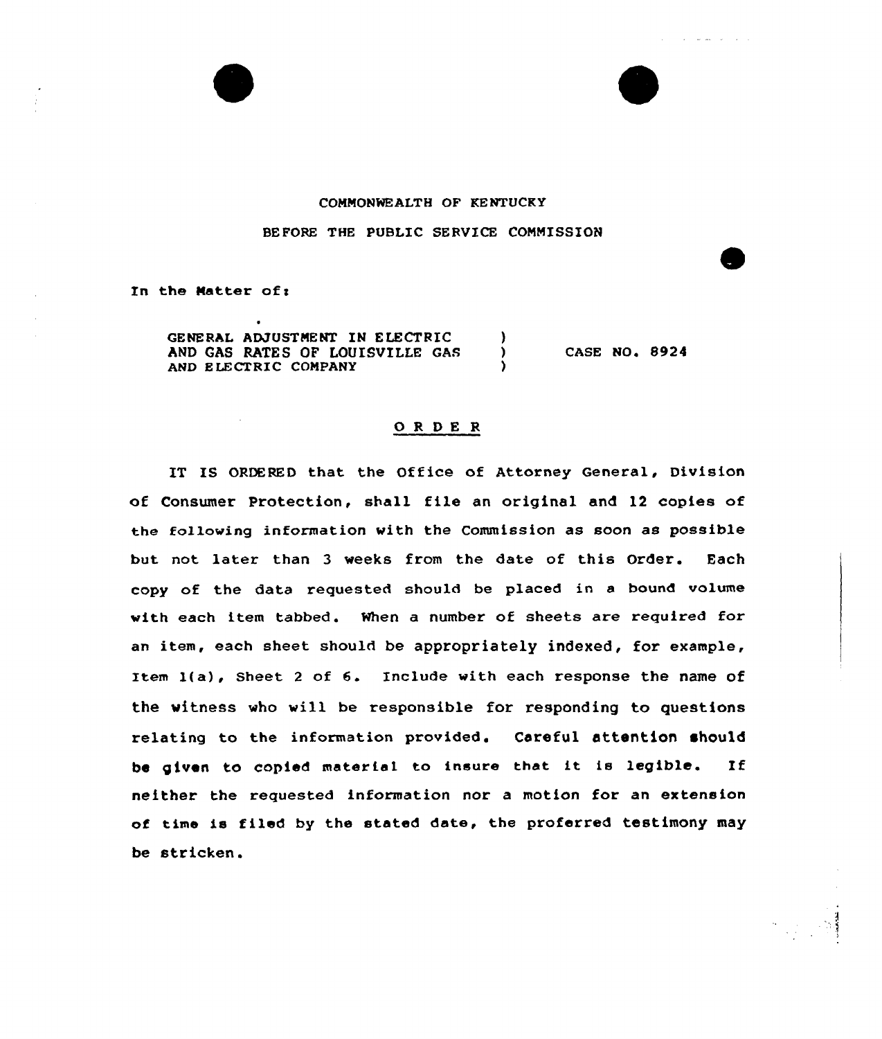COMMONWEALTH OF KENTUCKY

BEFORE THE PUBLIC SERVICE COMMISSION

In the Matter of:

GENERAL ADJUSTMENT IN ELECTRIC AND GAS RATES OF LOUISVILLE GAS AND ELECTRIC COMPANY ) CASE NO. 8924

## O R D E R

IT IS ORDERED that the Office of Attorney General, Division of Consumer Protection, shall file an original and 12 copies of the following information with the Commission as soon as possible but not later than 3 weeks from the date of this Order. Each copy of the data requested should be placed in a bound volume with each item tabbed. When a number of sheets are required for an item, each sheet should be appropriately indexed, for example, Item 1(a), Sheet 2 of 6. Include with each response the name of the witness who will be responsible for responding to questions relating to the information provided. Careful attention should be given to copied material to insure that it is legible. If neither the requested information nor a motion for an extension of time is filed by the stated date, the proferred testimony may be stricken.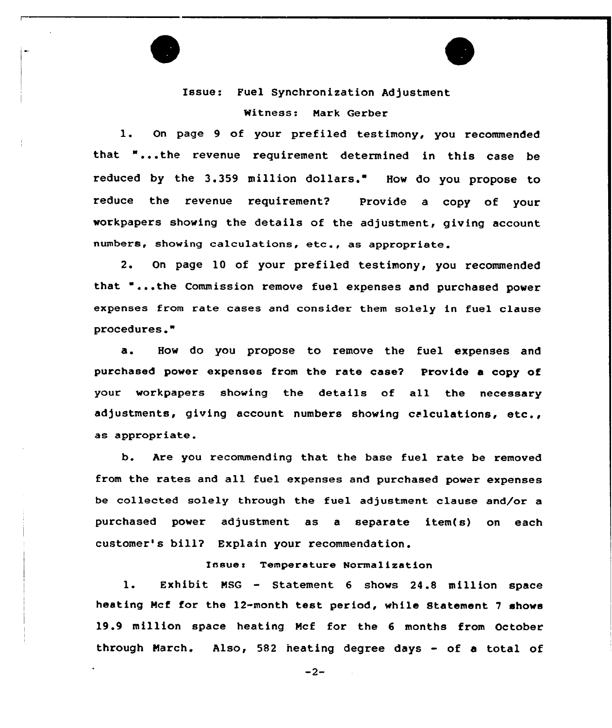Issue: Fuel Synchronization Adjustment

Witness: Mark Gerber

1. On page 9 of your prefiled testimony, you recommended that "...the revenue requirement determined in this case be reduced by the 3.359 million dollars." How do you propose to reduce the revenue requirement? Provide a copy of your workpapers showing the details of the adjustment, giving account numbers, showing calculations, etc., as appropriate.

2. On page 10 of your prefiled testimony, you recommended that "...the Commission remove fuel expenses and purchased power expenses from rate cases and consider them solely in fuel clause procedures."

a. How do you propose to remove the fuel expenses and purchased power expenses from the rate case? Provide a copy of your workpapers showing the details of all the necessary adjustments, giving account numbers showing calculations, etc., as appropriate.

b. Are you recommending that the base fuel rate be removed from the rates and all fuel expenses and purchased power expenses be collected solely through the fuel adjustment clause and/or a purchased power adjustment as a separate item(s) on each customer's bill? Explain your recommendation.

Issue: Temperature Normalization

1. Exhibit MSG - Statement 6 shows 24.8 million space heating Mcf for the 12-month test period, while Statement 7 shows 19.9 million space heating Mcf for the 6 months from October through March. Also, 582 heating degree days - of a total of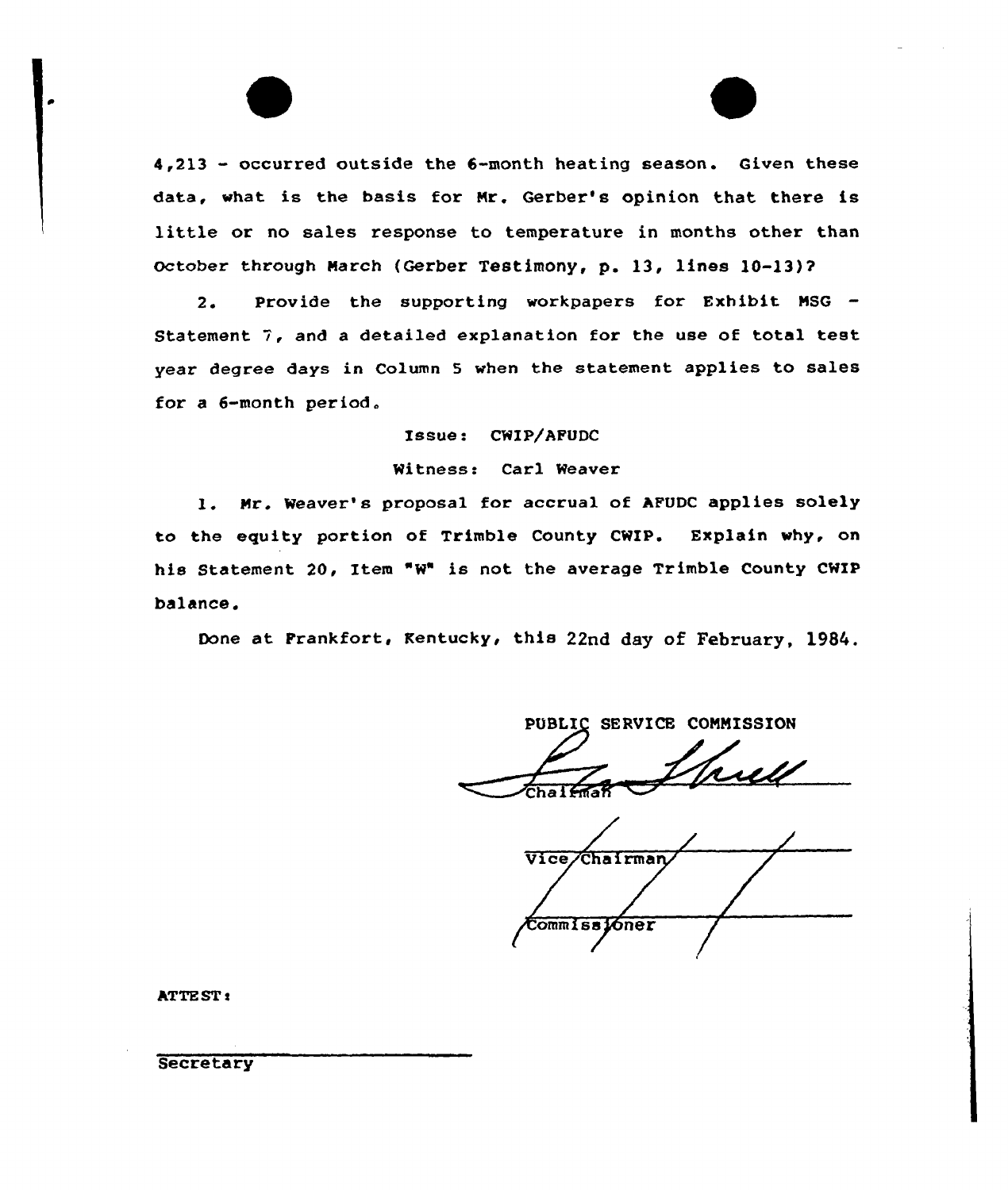4,213 - occurred outside the 6-month heating season. Given these data, what is the basis for Mr. Gerber's opinion that there is little or no sales response to temperature in months other than October through March (Gerber Testimony, p. 13, lines 10-13)?

2. Provide the supporting workpapers for Exhibit MSG - Statement 7, and a detailed explanation for the use of total test year degree days in Column 5 when the statement applies to sales for a 6-month period.

Issue: CWIP/AFUDC

Witness: Carl Weaver

1. Mr. Weaver's proposal for accrual of AFUDC applies solely to the equity portion of Trimble County CWIP. Explain why, on his Statement 20, Item "W" is not the average Trimble County CWIP balance.

Done at Frankfort, Kentucky, this 22nd day of February, 1984.

PUBLIC SERVICE COMMISSION

Chairman

Vice Chairman

Commissioner

ATTEST:

Secretary